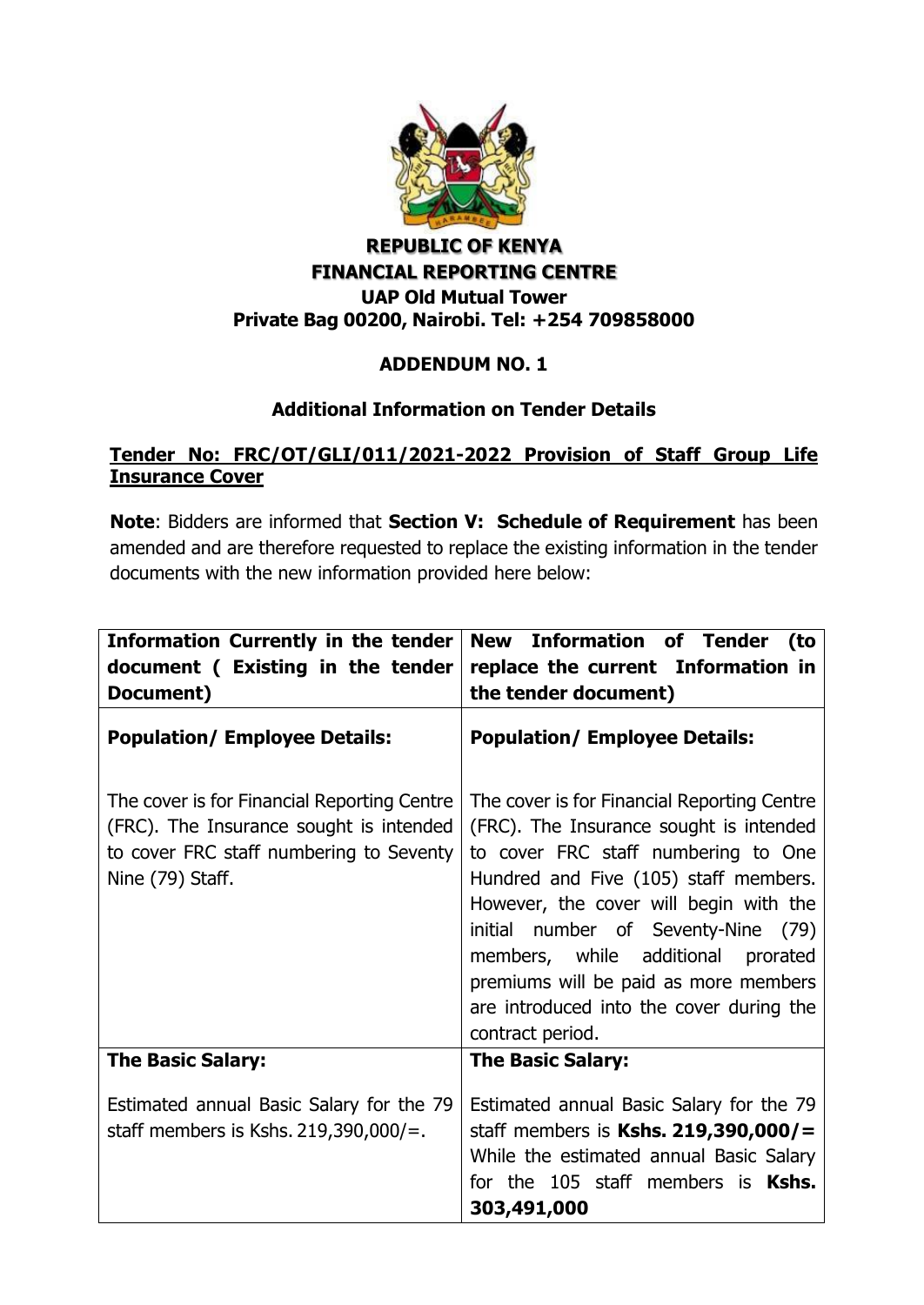**REPUBLIC OF KENYA**
**FINANCIAL REPORTING CENTRE**
**UAP Old Mutual Tower**
**Private Bag 00200, Nairobi. Tel: +254 709858000**

## ADDENDUM NO. 1

### Additional Information on Tender Details

**Tender No: FRC/OT/GLI/011/2021-2022 Provision of Staff Group Life Insurance Cover**

**Note**: Bidders are informed that **Section V: Schedule of Requirement** has been amended and are therefore requested to replace the existing information in the tender documents with the new information provided here below:

| Information Currently in the tender document ( Existing in the tender Document) | New Information of Tender (to replace the current Information in the tender document) |
|---|---|
| **Population/ Employee Details:**<br><br>The cover is for Financial Reporting Centre (FRC). The Insurance sought is intended to cover FRC staff numbering to Seventy Nine (79) Staff. | **Population/ Employee Details:**<br><br>The cover is for Financial Reporting Centre (FRC). The Insurance sought is intended to cover FRC staff numbering to One Hundred and Five (105) staff members. However, the cover will begin with the initial number of Seventy-Nine (79) members, while additional prorated premiums will be paid as more members are introduced into the cover during the contract period. |
| **The Basic Salary:**<br><br>Estimated annual Basic Salary for the 79 staff members is Kshs. 219,390,000/=. | **The Basic Salary:**<br><br>Estimated annual Basic Salary for the 79 staff members is **Kshs. 219,390,000/=** While the estimated annual Basic Salary for the 105 staff members is **Kshs. 303,491,000** |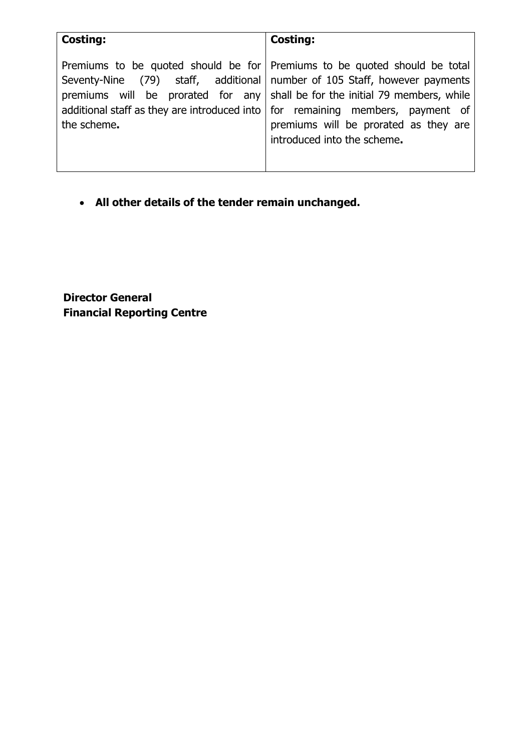| | |
|---|---|
| **Costing:**<br><br>Premiums to be quoted should be for Seventy-Nine (79) staff, additional premiums will be prorated for any additional staff as they are introduced into the scheme**.** | **Costing:**<br><br>Premiums to be quoted should be total number of 105 Staff, however payments shall be for the initial 79 members, while for remaining members, payment of premiums will be prorated as they are introduced into the scheme**.** |

- **All other details of the tender remain unchanged.**

**Director General**
**Financial Reporting Centre**